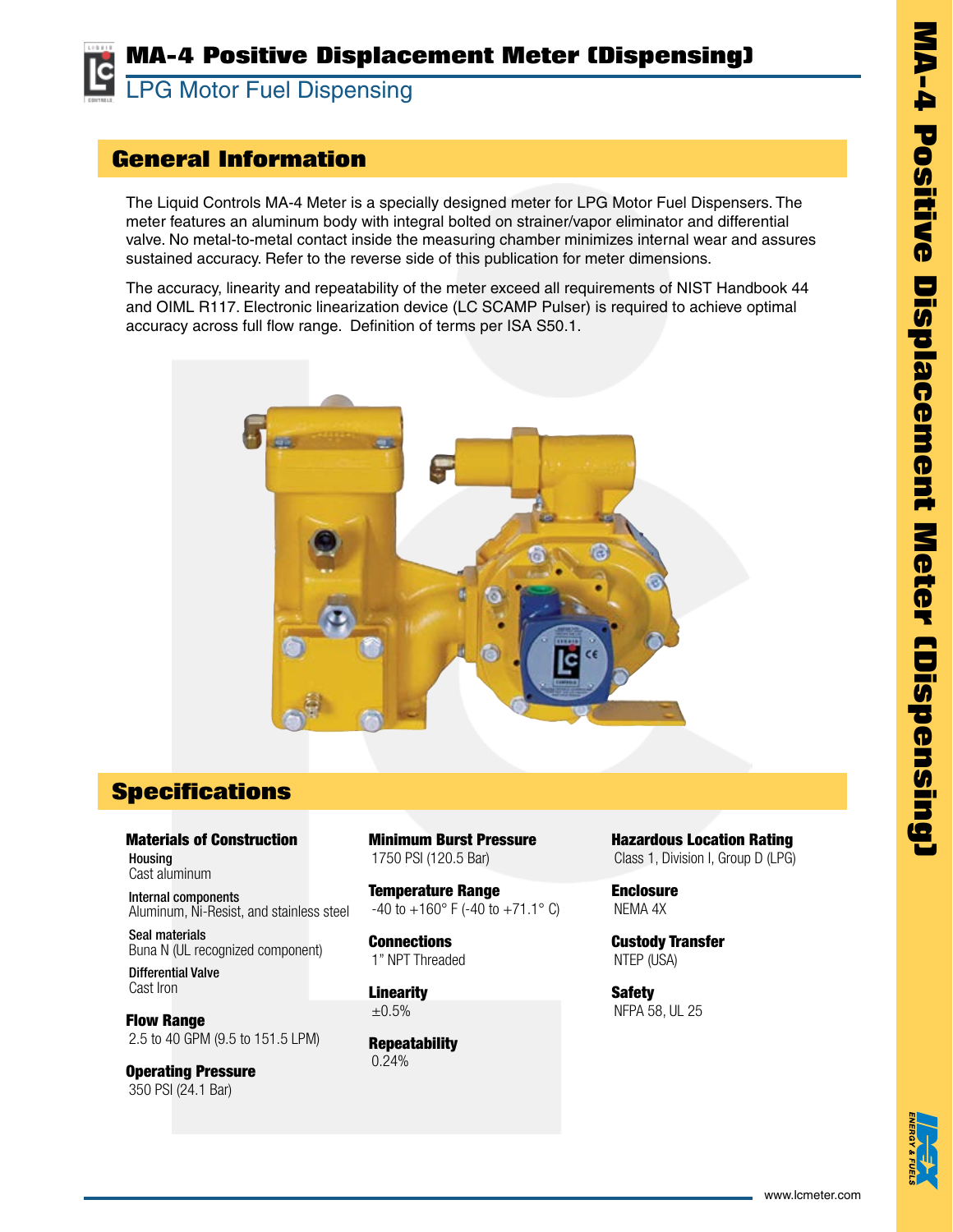# MA-4 Positive Displacement Meter (Dispensing)

## LPG Motor Fuel Dispensing

## General Information

The Liquid Controls MA-4 Meter is a specially designed meter for LPG Motor Fuel Dispensers. The meter features an aluminum body with integral bolted on strainer/vapor eliminator and differential valve. No metal-to-metal contact inside the measuring chamber minimizes internal wear and assures sustained accuracy. Refer to the reverse side of this publication for meter dimensions.

The accuracy, linearity and repeatability of the meter exceed all requirements of NIST Handbook 44 and OIML R117. Electronic linearization device (LC SCAMP Pulser) is required to achieve optimal accuracy across full flow range. Definition of terms per ISA S50.1.

## Specifications

**Materials of Construction**

**Housing**
Cast aluminum

**Internal components**
Aluminum, Ni-Resist, and stainless steel

**Seal materials**
Buna N (UL recognized component)

**Differential Valve**
Cast Iron

**Flow Range**
2.5 to 40 GPM (9.5 to 151.5 LPM)

**Operating Pressure**
350 PSI (24.1 Bar)

**Minimum Burst Pressure**
1750 PSI (120.5 Bar)

**Temperature Range**
-40 to +160° F (-40 to +71.1° C)

**Connections**
1" NPT Threaded

**Linearity**
±0.5%

**Repeatability**
0.24%

**Hazardous Location Rating**
Class 1, Division I, Group D (LPG)

**Enclosure**
NEMA 4X

**Custody Transfer**
NTEP (USA)

**Safety**
NFPA 58, UL 25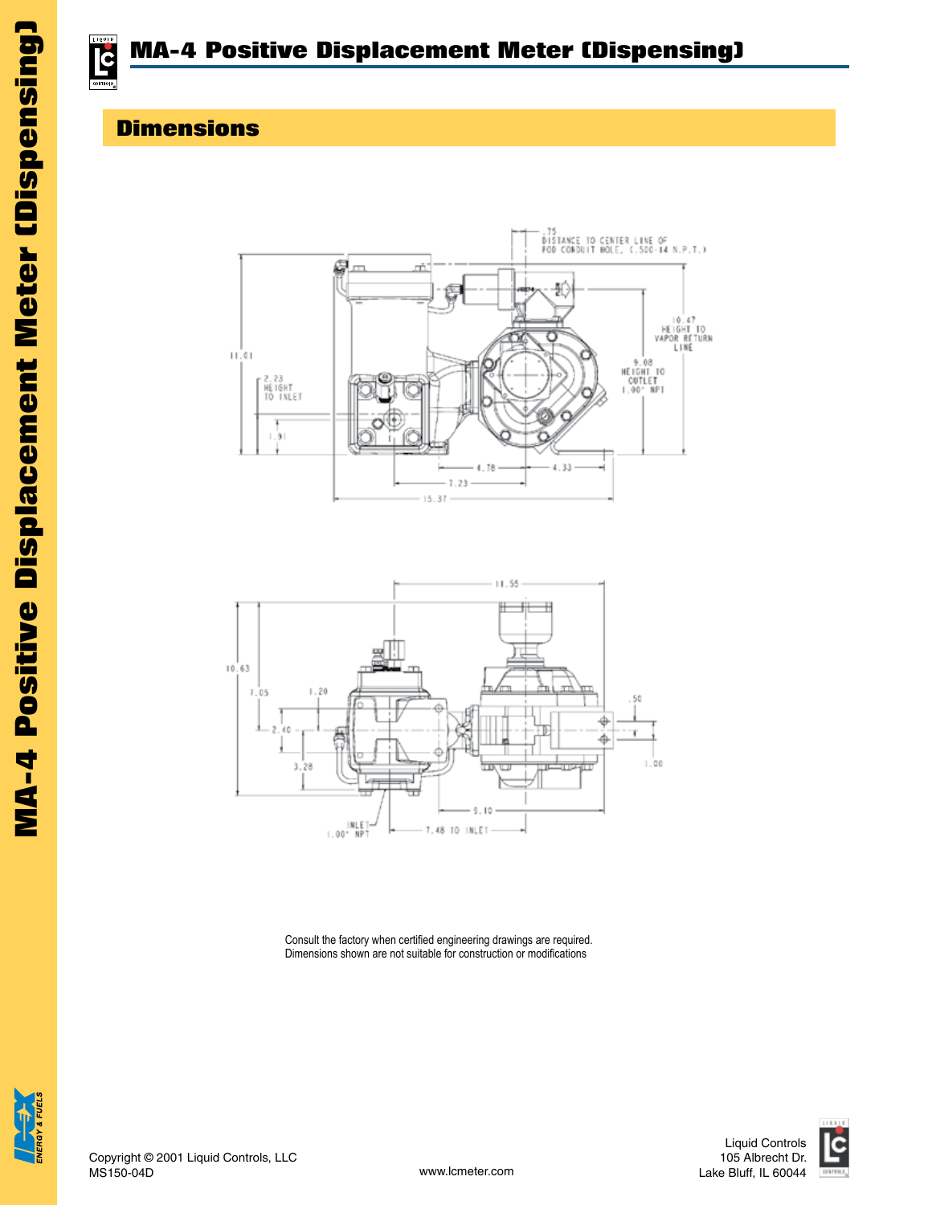# MA-4 Positive Displacement Meter (Dispensing)

## Dimensions

.75
DISTANCE TO CENTER LINE OF
POD CONDUIT HOLE. (.500-14 N.P.T.)

11.01

2.23
HEIGHT
TO INLET

1.91

10.47
HEIGHT TO
VAPOR RETURN
LINE

9.08
HEIGHT TO
OUTLET
1.00" NPT

4.78

4.33

7.23

15.37

11.55

10.63

7.05

1.20

2.40

3.28

.50

1.00

9.10

INLET
1.00" NPT

7.48 TO INLET

Consult the factory when certified engineering drawings are required.
Dimensions shown are not suitable for construction or modifications

Copyright © 2001 Liquid Controls, LLC
MS150-04D

www.lcmeter.com

Liquid Controls
105 Albrecht Dr.
Lake Bluff, IL 60044